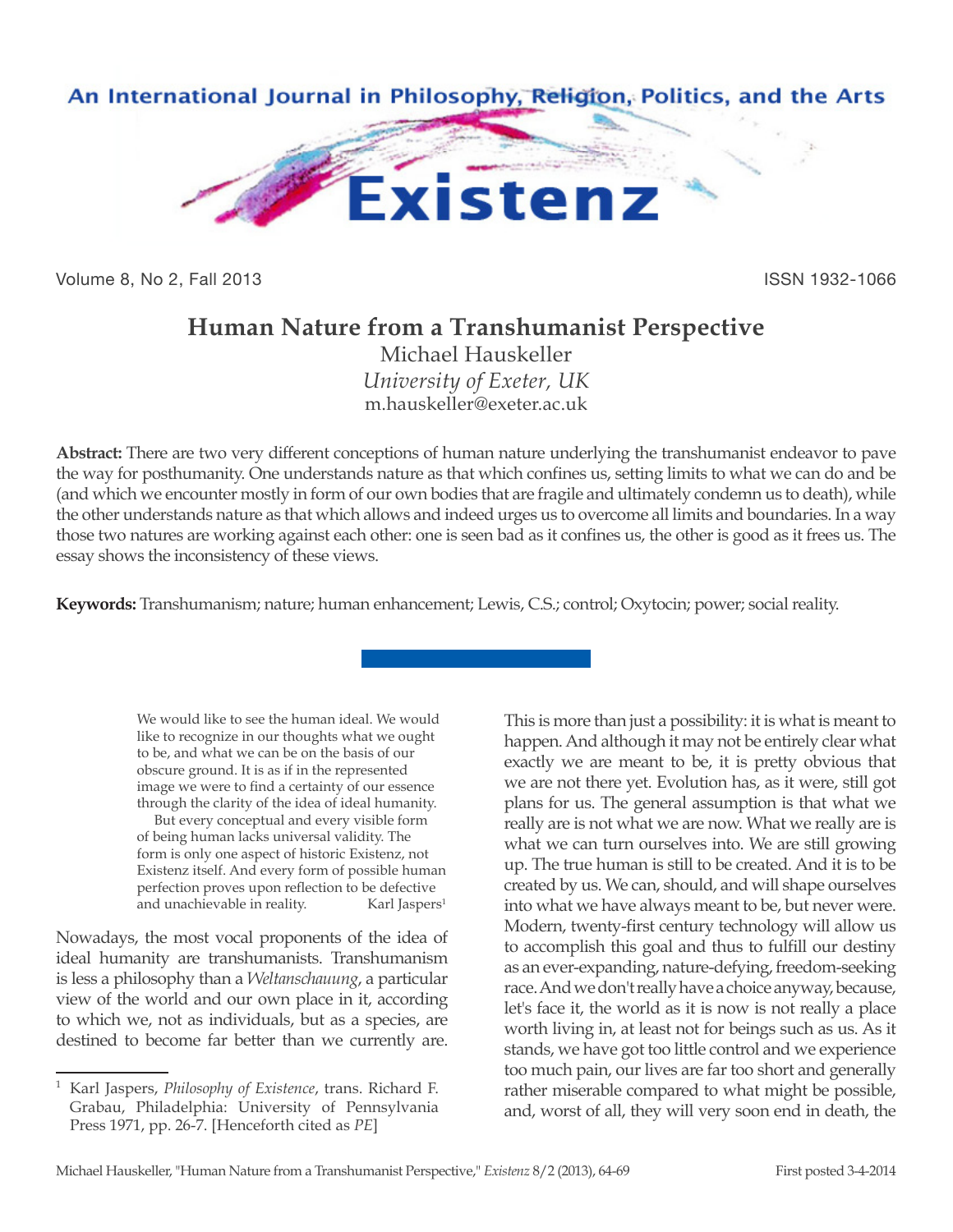An International Journal in Philosophy, Religion, Politics, and the Arts

# Existenz

Volume 8, No 2, Fall 2013 ISSN 1932-1066

## Human Nature from a Transhumanist Perspective

Michael Hauskeller
*University of Exeter, UK*
m.hauskeller@exeter.ac.uk

**Abstract:** There are two very different conceptions of human nature underlying the transhumanist endeavor to pave the way for posthumanity. One understands nature as that which confines us, setting limits to what we can do and be (and which we encounter mostly in form of our own bodies that are fragile and ultimately condemn us to death), while the other understands nature as that which allows and indeed urges us to overcome all limits and boundaries. In a way those two natures are working against each other: one is seen bad as it confines us, the other is good as it frees us. The essay shows the inconsistency of these views.

**Keywords:** Transhumanism; nature; human enhancement; Lewis, C.S.; control; Oxytocin; power; social reality.

> We would like to see the human ideal. We would like to recognize in our thoughts what we ought to be, and what we can be on the basis of our obscure ground. It is as if in the represented image we were to find a certainty of our essence through the clarity of the idea of ideal humanity.
>
> But every conceptual and every visible form of being human lacks universal validity. The form is only one aspect of historic Existenz, not Existenz itself. And every form of possible human perfection proves upon reflection to be defective and unachievable in reality. Karl Jaspers[1]

Nowadays, the most vocal proponents of the idea of ideal humanity are transhumanists. Transhumanism is less a philosophy than a *Weltanschauung*, a particular view of the world and our own place in it, according to which we, not as individuals, but as a species, are destined to become far better than we currently are. This is more than just a possibility: it is what is meant to happen. And although it may not be entirely clear what exactly we are meant to be, it is pretty obvious that we are not there yet. Evolution has, as it were, still got plans for us. The general assumption is that what we really are is not what we are now. What we really are is what we can turn ourselves into. We are still growing up. The true human is still to be created. And it is to be created by us. We can, should, and will shape ourselves into what we have always meant to be, but never were. Modern, twenty-first century technology will allow us to accomplish this goal and thus to fulfill our destiny as an ever-expanding, nature-defying, freedom-seeking race. And we don't really have a choice anyway, because, let's face it, the world as it is now is not really a place worth living in, at least not for beings such as us. As it stands, we have got too little control and we experience too much pain, our lives are far too short and generally rather miserable compared to what might be possible, and, worst of all, they will very soon end in death, the

[1] Karl Jaspers, *Philosophy of Existence*, trans. Richard F. Grabau, Philadelphia: University of Pennsylvania Press 1971, pp. 26-7. [Henceforth cited as *PE*]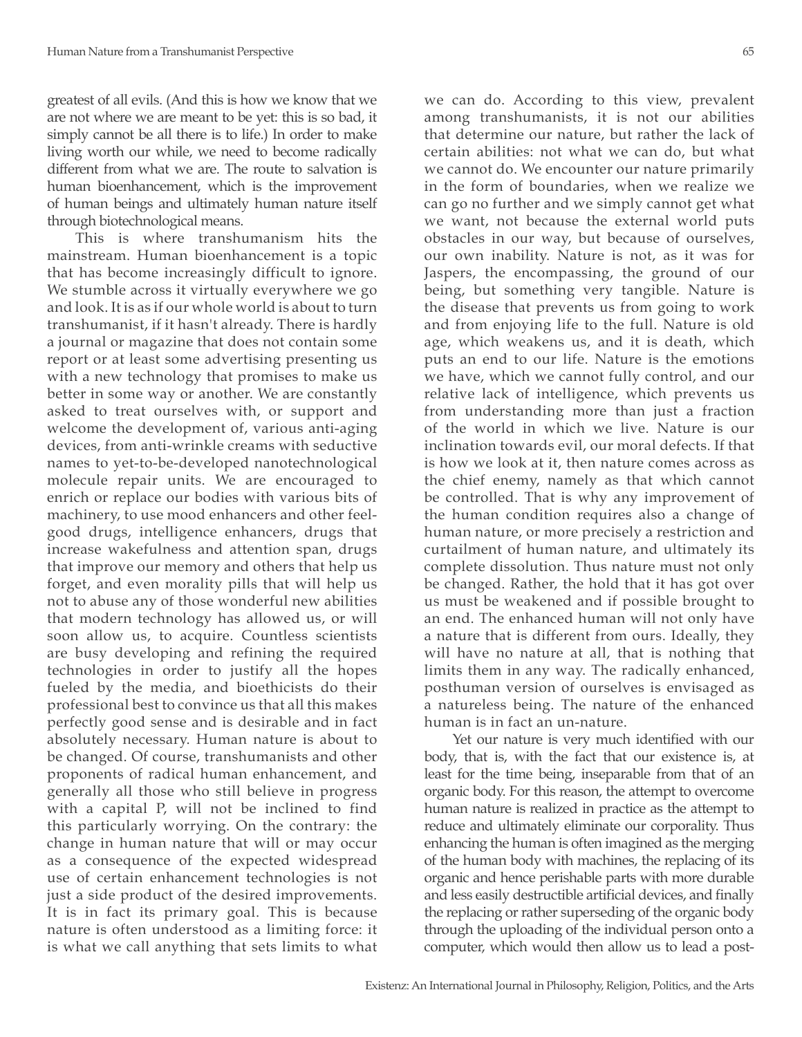greatest of all evils. (And this is how we know that we are not where we are meant to be yet: this is so bad, it simply cannot be all there is to life.) In order to make living worth our while, we need to become radically different from what we are. The route to salvation is human bioenhancement, which is the improvement of human beings and ultimately human nature itself through biotechnological means.

This is where transhumanism hits the mainstream. Human bioenhancement is a topic that has become increasingly difficult to ignore. We stumble across it virtually everywhere we go and look. It is as if our whole world is about to turn transhumanist, if it hasn't already. There is hardly a journal or magazine that does not contain some report or at least some advertising presenting us with a new technology that promises to make us better in some way or another. We are constantly asked to treat ourselves with, or support and welcome the development of, various anti-aging devices, from anti-wrinkle creams with seductive names to yet-to-be-developed nanotechnological molecule repair units. We are encouraged to enrich or replace our bodies with various bits of machinery, to use mood enhancers and other feel-good drugs, intelligence enhancers, drugs that increase wakefulness and attention span, drugs that improve our memory and others that help us forget, and even morality pills that will help us not to abuse any of those wonderful new abilities that modern technology has allowed us, or will soon allow us, to acquire. Countless scientists are busy developing and refining the required technologies in order to justify all the hopes fueled by the media, and bioethicists do their professional best to convince us that all this makes perfectly good sense and is desirable and in fact absolutely necessary. Human nature is about to be changed. Of course, transhumanists and other proponents of radical human enhancement, and generally all those who still believe in progress with a capital P, will not be inclined to find this particularly worrying. On the contrary: the change in human nature that will or may occur as a consequence of the expected widespread use of certain enhancement technologies is not just a side product of the desired improvements. It is in fact its primary goal. This is because nature is often understood as a limiting force: it is what we call anything that sets limits to what we can do. According to this view, prevalent among transhumanists, it is not our abilities that determine our nature, but rather the lack of certain abilities: not what we can do, but what we cannot do. We encounter our nature primarily in the form of boundaries, when we realize we can go no further and we simply cannot get what we want, not because the external world puts obstacles in our way, but because of ourselves, our own inability. Nature is not, as it was for Jaspers, the encompassing, the ground of our being, but something very tangible. Nature is the disease that prevents us from going to work and from enjoying life to the full. Nature is old age, which weakens us, and it is death, which puts an end to our life. Nature is the emotions we have, which we cannot fully control, and our relative lack of intelligence, which prevents us from understanding more than just a fraction of the world in which we live. Nature is our inclination towards evil, our moral defects. If that is how we look at it, then nature comes across as the chief enemy, namely as that which cannot be controlled. That is why any improvement of the human condition requires also a change of human nature, or more precisely a restriction and curtailment of human nature, and ultimately its complete dissolution. Thus nature must not only be changed. Rather, the hold that it has got over us must be weakened and if possible brought to an end. The enhanced human will not only have a nature that is different from ours. Ideally, they will have no nature at all, that is nothing that limits them in any way. The radically enhanced, posthuman version of ourselves is envisaged as a natureless being. The nature of the enhanced human is in fact an un-nature.

Yet our nature is very much identified with our body, that is, with the fact that our existence is, at least for the time being, inseparable from that of an organic body. For this reason, the attempt to overcome human nature is realized in practice as the attempt to reduce and ultimately eliminate our corporality. Thus enhancing the human is often imagined as the merging of the human body with machines, the replacing of its organic and hence perishable parts with more durable and less easily destructible artificial devices, and finally the replacing or rather superseding of the organic body through the uploading of the individual person onto a computer, which would then allow us to lead a post-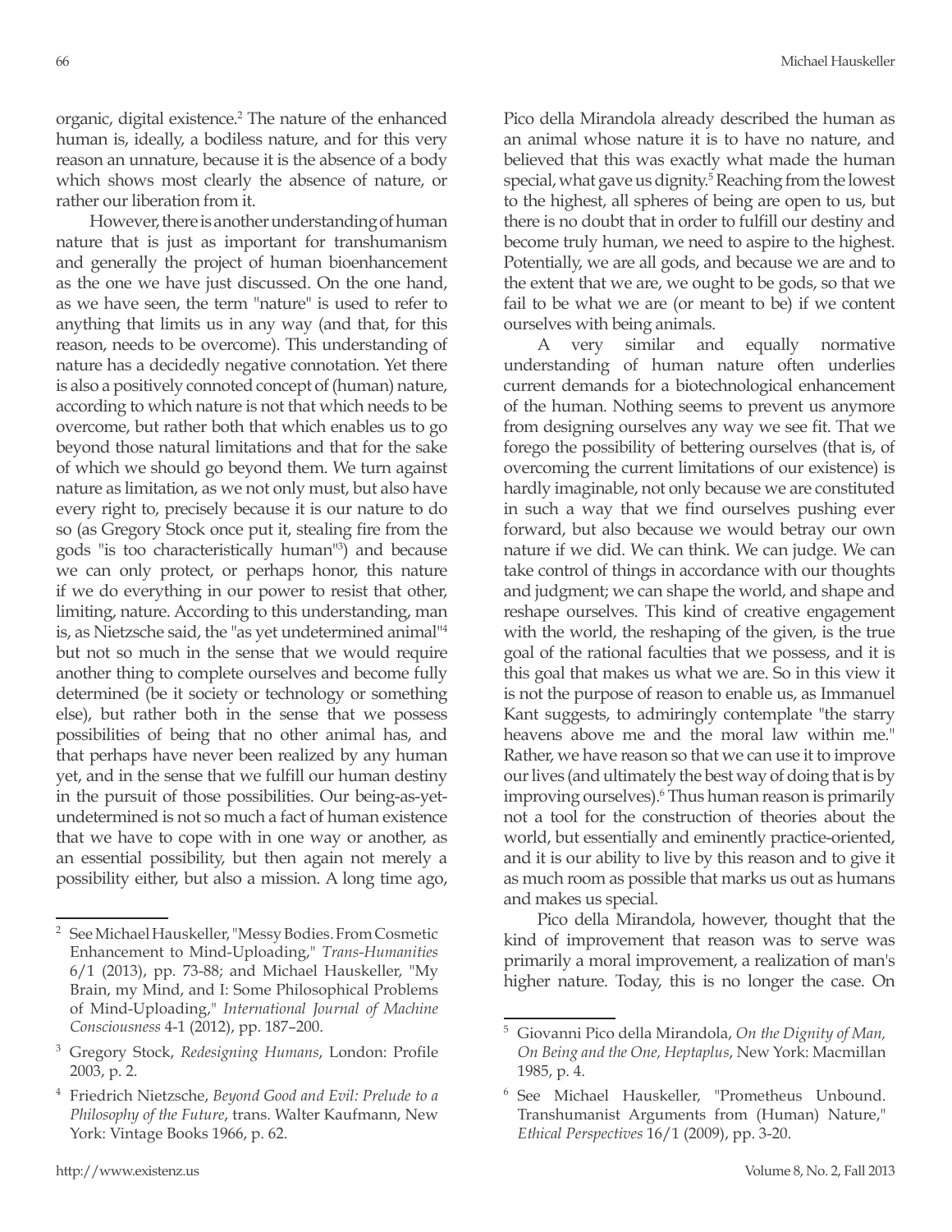organic, digital existence.[2] The nature of the enhanced human is, ideally, a bodiless nature, and for this very reason an unnature, because it is the absence of a body which shows most clearly the absence of nature, or rather our liberation from it.

However, there is another understanding of human nature that is just as important for transhumanism and generally the project of human bioenhancement as the one we have just discussed. On the one hand, as we have seen, the term "nature" is used to refer to anything that limits us in any way (and that, for this reason, needs to be overcome). This understanding of nature has a decidedly negative connotation. Yet there is also a positively connoted concept of (human) nature, according to which nature is not that which needs to be overcome, but rather both that which enables us to go beyond those natural limitations and that for the sake of which we should go beyond them. We turn against nature as limitation, as we not only must, but also have every right to, precisely because it is our nature to do so (as Gregory Stock once put it, stealing fire from the gods "is too characteristically human"[3]) and because we can only protect, or perhaps honor, this nature if we do everything in our power to resist that other, limiting, nature. According to this understanding, man is, as Nietzsche said, the "as yet undetermined animal"[4] but not so much in the sense that we would require another thing to complete ourselves and become fully determined (be it society or technology or something else), but rather both in the sense that we possess possibilities of being that no other animal has, and that perhaps have never been realized by any human yet, and in the sense that we fulfill our human destiny in the pursuit of those possibilities. Our being-as-yet-undetermined is not so much a fact of human existence that we have to cope with in one way or another, as an essential possibility, but then again not merely a possibility either, but also a mission. A long time ago, Pico della Mirandola already described the human as an animal whose nature it is to have no nature, and believed that this was exactly what made the human special, what gave us dignity.[5] Reaching from the lowest to the highest, all spheres of being are open to us, but there is no doubt that in order to fulfill our destiny and become truly human, we need to aspire to the highest. Potentially, we are all gods, and because we are and to the extent that we are, we ought to be gods, so that we fail to be what we are (or meant to be) if we content ourselves with being animals.

A very similar and equally normative understanding of human nature often underlies current demands for a biotechnological enhancement of the human. Nothing seems to prevent us anymore from designing ourselves any way we see fit. That we forego the possibility of bettering ourselves (that is, of overcoming the current limitations of our existence) is hardly imaginable, not only because we are constituted in such a way that we find ourselves pushing ever forward, but also because we would betray our own nature if we did. We can think. We can judge. We can take control of things in accordance with our thoughts and judgment; we can shape the world, and shape and reshape ourselves. This kind of creative engagement with the world, the reshaping of the given, is the true goal of the rational faculties that we possess, and it is this goal that makes us what we are. So in this view it is not the purpose of reason to enable us, as Immanuel Kant suggests, to admiringly contemplate "the starry heavens above me and the moral law within me." Rather, we have reason so that we can use it to improve our lives (and ultimately the best way of doing that is by improving ourselves).[6] Thus human reason is primarily not a tool for the construction of theories about the world, but essentially and eminently practice-oriented, and it is our ability to live by this reason and to give it as much room as possible that marks us out as humans and makes us special.

Pico della Mirandola, however, thought that the kind of improvement that reason was to serve was primarily a moral improvement, a realization of man's higher nature. Today, this is no longer the case. On

---

[2] See Michael Hauskeller, "Messy Bodies. From Cosmetic Enhancement to Mind-Uploading," *Trans-Humanities* 6/1 (2013), pp. 73-88; and Michael Hauskeller, "My Brain, my Mind, and I: Some Philosophical Problems of Mind-Uploading," *International Journal of Machine Consciousness* 4-1 (2012), pp. 187–200.

[3] Gregory Stock, *Redesigning Humans*, London: Profile 2003, p. 2.

[4] Friedrich Nietzsche, *Beyond Good and Evil: Prelude to a Philosophy of the Future*, trans. Walter Kaufmann, New York: Vintage Books 1966, p. 62.

[5] Giovanni Pico della Mirandola, *On the Dignity of Man, On Being and the One, Heptaplus*, New York: Macmillan 1985, p. 4.

[6] See Michael Hauskeller, "Prometheus Unbound. Transhumanist Arguments from (Human) Nature," *Ethical Perspectives* 16/1 (2009), pp. 3-20.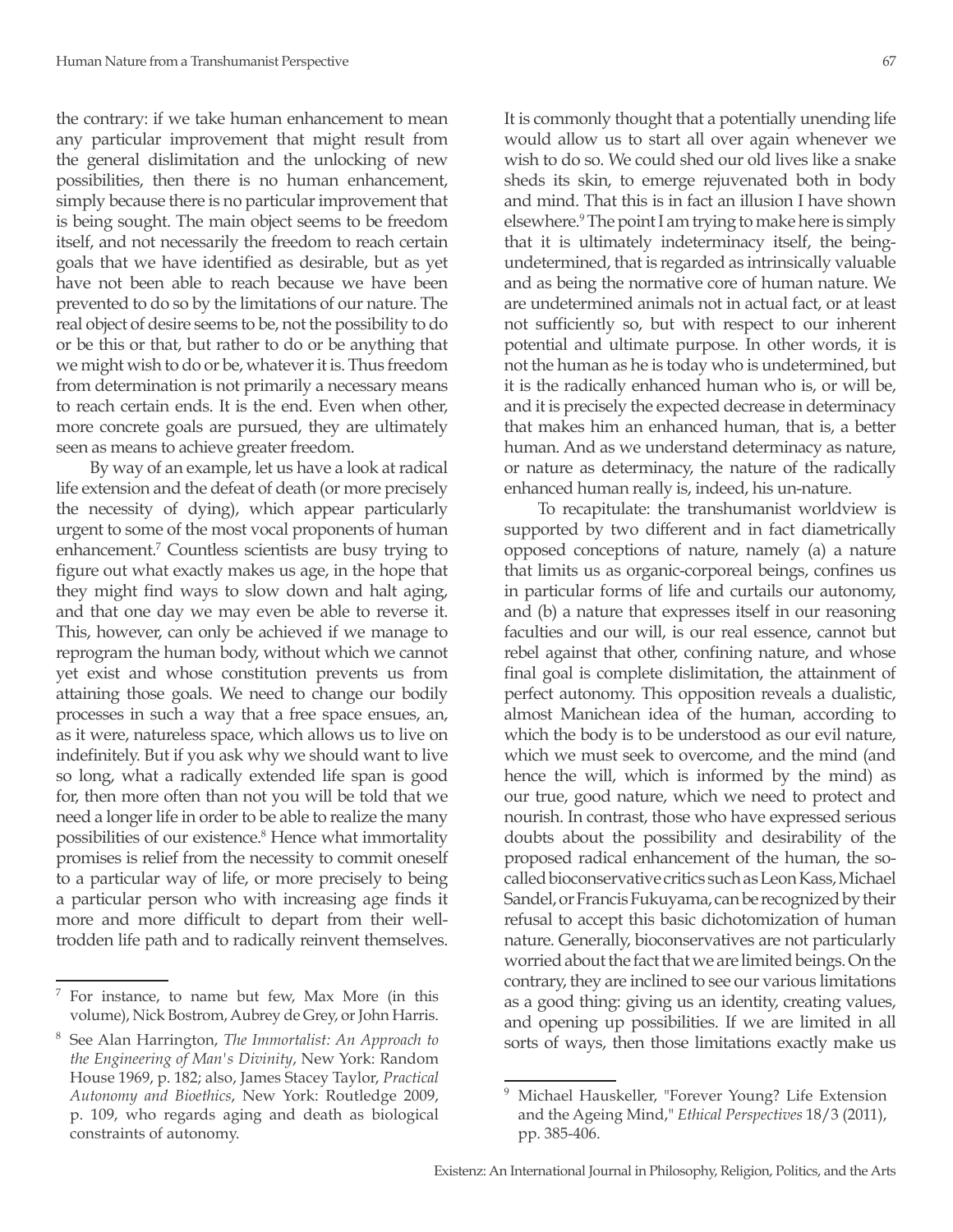the contrary: if we take human enhancement to mean any particular improvement that might result from the general dislimitation and the unlocking of new possibilities, then there is no human enhancement, simply because there is no particular improvement that is being sought. The main object seems to be freedom itself, and not necessarily the freedom to reach certain goals that we have identified as desirable, but as yet have not been able to reach because we have been prevented to do so by the limitations of our nature. The real object of desire seems to be, not the possibility to do or be this or that, but rather to do or be anything that we might wish to do or be, whatever it is. Thus freedom from determination is not primarily a necessary means to reach certain ends. It is the end. Even when other, more concrete goals are pursued, they are ultimately seen as means to achieve greater freedom.

By way of an example, let us have a look at radical life extension and the defeat of death (or more precisely the necessity of dying), which appear particularly urgent to some of the most vocal proponents of human enhancement.[7] Countless scientists are busy trying to figure out what exactly makes us age, in the hope that they might find ways to slow down and halt aging, and that one day we may even be able to reverse it. This, however, can only be achieved if we manage to reprogram the human body, without which we cannot yet exist and whose constitution prevents us from attaining those goals. We need to change our bodily processes in such a way that a free space ensues, an, as it were, natureless space, which allows us to live on indefinitely. But if you ask why we should want to live so long, what a radically extended life span is good for, then more often than not you will be told that we need a longer life in order to be able to realize the many possibilities of our existence.[8] Hence what immortality promises is relief from the necessity to commit oneself to a particular way of life, or more precisely to being a particular person who with increasing age finds it more and more difficult to depart from their well-trodden life path and to radically reinvent themselves. It is commonly thought that a potentially unending life would allow us to start all over again whenever we wish to do so. We could shed our old lives like a snake sheds its skin, to emerge rejuvenated both in body and mind. That this is in fact an illusion I have shown elsewhere.[9] The point I am trying to make here is simply that it is ultimately indeterminacy itself, the being-undetermined, that is regarded as intrinsically valuable and as being the normative core of human nature. We are undetermined animals not in actual fact, or at least not sufficiently so, but with respect to our inherent potential and ultimate purpose. In other words, it is not the human as he is today who is undetermined, but it is the radically enhanced human who is, or will be, and it is precisely the expected decrease in determinacy that makes him an enhanced human, that is, a better human. And as we understand determinacy as nature, or nature as determinacy, the nature of the radically enhanced human really is, indeed, his un-nature.

To recapitulate: the transhumanist worldview is supported by two different and in fact diametrically opposed conceptions of nature, namely (a) a nature that limits us as organic-corporeal beings, confines us in particular forms of life and curtails our autonomy, and (b) a nature that expresses itself in our reasoning faculties and our will, is our real essence, cannot but rebel against that other, confining nature, and whose final goal is complete dislimitation, the attainment of perfect autonomy. This opposition reveals a dualistic, almost Manichean idea of the human, according to which the body is to be understood as our evil nature, which we must seek to overcome, and the mind (and hence the will, which is informed by the mind) as our true, good nature, which we need to protect and nourish. In contrast, those who have expressed serious doubts about the possibility and desirability of the proposed radical enhancement of the human, the so-called bioconservative critics such as Leon Kass, Michael Sandel, or Francis Fukuyama, can be recognized by their refusal to accept this basic dichotomization of human nature. Generally, bioconservatives are not particularly worried about the fact that we are limited beings. On the contrary, they are inclined to see our various limitations as a good thing: giving us an identity, creating values, and opening up possibilities. If we are limited in all sorts of ways, then those limitations exactly make us

---

[7] For instance, to name but few, Max More (in this volume), Nick Bostrom, Aubrey de Grey, or John Harris.

[8] See Alan Harrington, *The Immortalist: An Approach to the Engineering of Man's Divinity*, New York: Random House 1969, p. 182; also, James Stacey Taylor, *Practical Autonomy and Bioethics*, New York: Routledge 2009, p. 109, who regards aging and death as biological constraints of autonomy.

[9] Michael Hauskeller, "Forever Young? Life Extension and the Ageing Mind," *Ethical Perspectives* 18/3 (2011), pp. 385-406.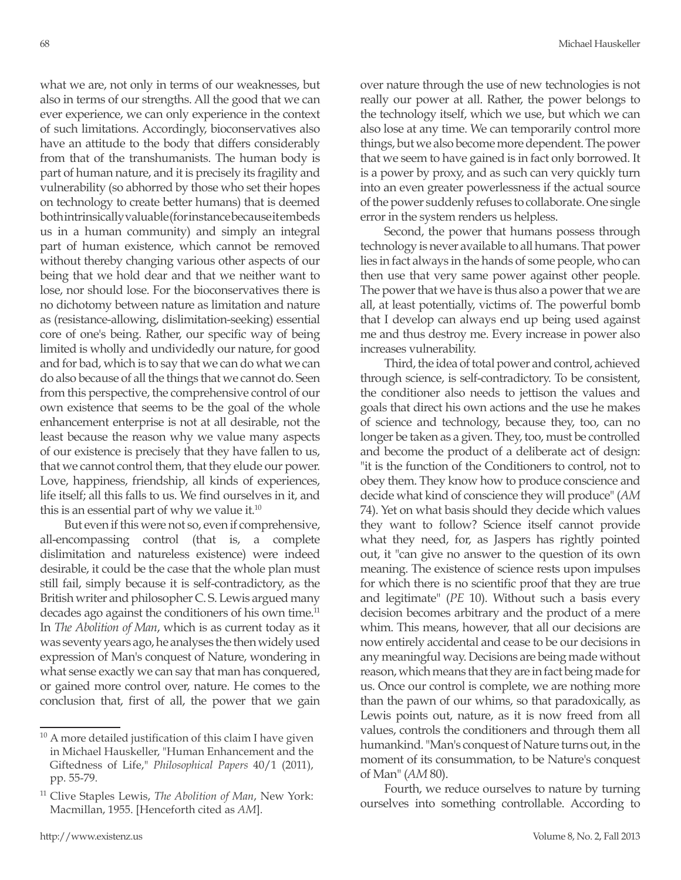what we are, not only in terms of our weaknesses, but also in terms of our strengths. All the good that we can ever experience, we can only experience in the context of such limitations. Accordingly, bioconservatives also have an attitude to the body that differs considerably from that of the transhumanists. The human body is part of human nature, and it is precisely its fragility and vulnerability (so abhorred by those who set their hopes on technology to create better humans) that is deemed both intrinsically valuable (for instance because it embeds us in a human community) and simply an integral part of human existence, which cannot be removed without thereby changing various other aspects of our being that we hold dear and that we neither want to lose, nor should lose. For the bioconservatives there is no dichotomy between nature as limitation and nature as (resistance-allowing, dislimitation-seeking) essential core of one's being. Rather, our specific way of being limited is wholly and undividedly our nature, for good and for bad, which is to say that we can do what we can do also because of all the things that we cannot do. Seen from this perspective, the comprehensive control of our own existence that seems to be the goal of the whole enhancement enterprise is not at all desirable, not the least because the reason why we value many aspects of our existence is precisely that they have fallen to us, that we cannot control them, that they elude our power. Love, happiness, friendship, all kinds of experiences, life itself; all this falls to us. We find ourselves in it, and this is an essential part of why we value it.[10]

But even if this were not so, even if comprehensive, all-encompassing control (that is, a complete dislimitation and natureless existence) were indeed desirable, it could be the case that the whole plan must still fail, simply because it is self-contradictory, as the British writer and philosopher C. S. Lewis argued many decades ago against the conditioners of his own time.[11] In *The Abolition of Man*, which is as current today as it was seventy years ago, he analyses the then widely used expression of Man's conquest of Nature, wondering in what sense exactly we can say that man has conquered, or gained more control over, nature. He comes to the conclusion that, first of all, the power that we gain over nature through the use of new technologies is not really our power at all. Rather, the power belongs to the technology itself, which we use, but which we can also lose at any time. We can temporarily control more things, but we also become more dependent. The power that we seem to have gained is in fact only borrowed. It is a power by proxy, and as such can very quickly turn into an even greater powerlessness if the actual source of the power suddenly refuses to collaborate. One single error in the system renders us helpless.

Second, the power that humans possess through technology is never available to all humans. That power lies in fact always in the hands of some people, who can then use that very same power against other people. The power that we have is thus also a power that we are all, at least potentially, victims of. The powerful bomb that I develop can always end up being used against me and thus destroy me. Every increase in power also increases vulnerability.

Third, the idea of total power and control, achieved through science, is self-contradictory. To be consistent, the conditioner also needs to jettison the values and goals that direct his own actions and the use he makes of science and technology, because they, too, can no longer be taken as a given. They, too, must be controlled and become the product of a deliberate act of design: "it is the function of the Conditioners to control, not to obey them. They know how to produce conscience and decide what kind of conscience they will produce" (*AM* 74). Yet on what basis should they decide which values they want to follow? Science itself cannot provide what they need, for, as Jaspers has rightly pointed out, it "can give no answer to the question of its own meaning. The existence of science rests upon impulses for which there is no scientific proof that they are true and legitimate" (*PE* 10). Without such a basis every decision becomes arbitrary and the product of a mere whim. This means, however, that all our decisions are now entirely accidental and cease to be our decisions in any meaningful way. Decisions are being made without reason, which means that they are in fact being made for us. Once our control is complete, we are nothing more than the pawn of our whims, so that paradoxically, as Lewis points out, nature, as it is now freed from all values, controls the conditioners and through them all humankind. "Man's conquest of Nature turns out, in the moment of its consummation, to be Nature's conquest of Man" (*AM* 80).

Fourth, we reduce ourselves to nature by turning ourselves into something controllable. According to

---

[10] A more detailed justification of this claim I have given in Michael Hauskeller, "Human Enhancement and the Giftedness of Life," *Philosophical Papers* 40/1 (2011), pp. 55-79.

[11] Clive Staples Lewis, *The Abolition of Man*, New York: Macmillan, 1955. [Henceforth cited as *AM*].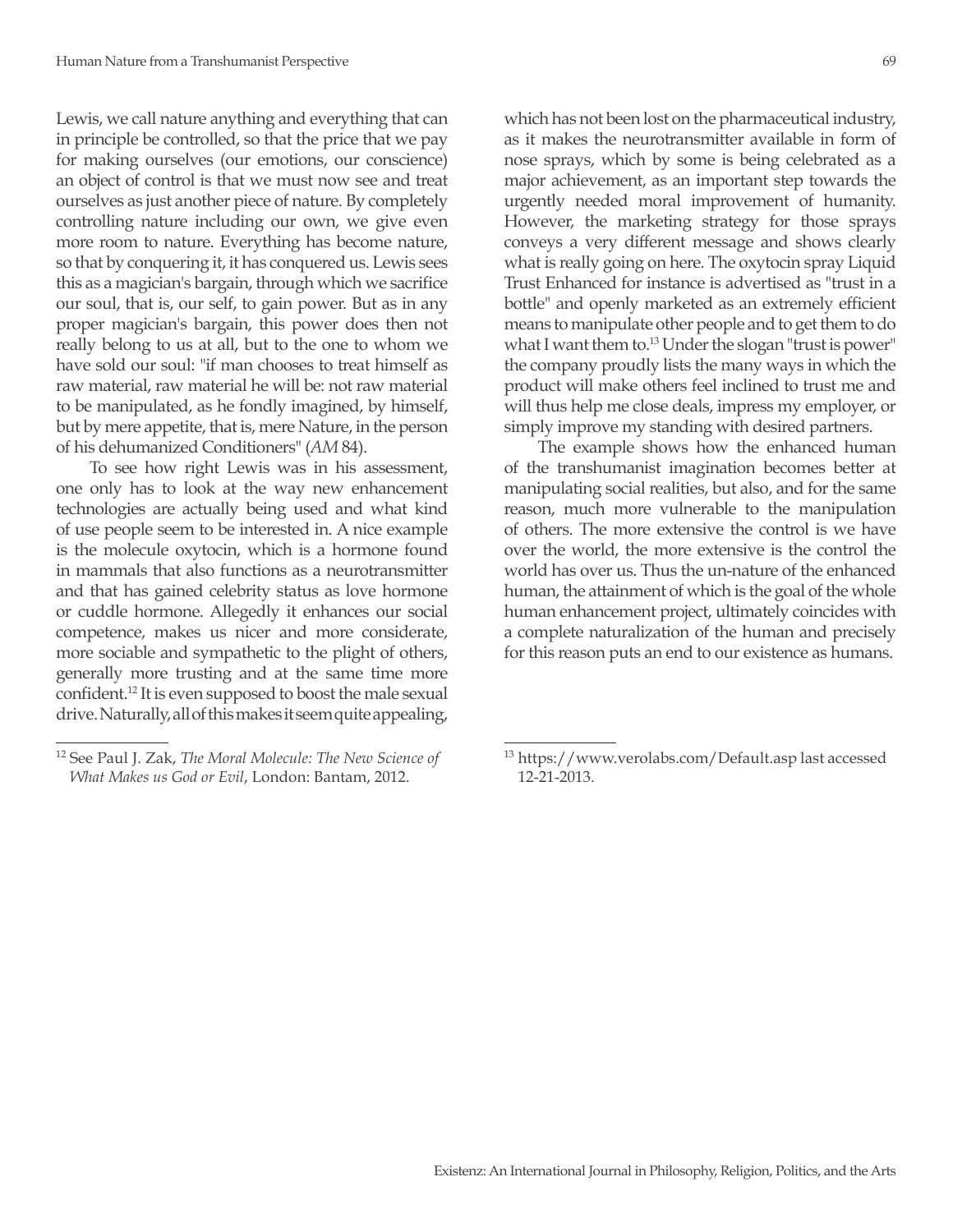Lewis, we call nature anything and everything that can in principle be controlled, so that the price that we pay for making ourselves (our emotions, our conscience) an object of control is that we must now see and treat ourselves as just another piece of nature. By completely controlling nature including our own, we give even more room to nature. Everything has become nature, so that by conquering it, it has conquered us. Lewis sees this as a magician's bargain, through which we sacrifice our soul, that is, our self, to gain power. But as in any proper magician's bargain, this power does then not really belong to us at all, but to the one to whom we have sold our soul: "if man chooses to treat himself as raw material, raw material he will be: not raw material to be manipulated, as he fondly imagined, by himself, but by mere appetite, that is, mere Nature, in the person of his dehumanized Conditioners" (*AM* 84).

To see how right Lewis was in his assessment, one only has to look at the way new enhancement technologies are actually being used and what kind of use people seem to be interested in. A nice example is the molecule oxytocin, which is a hormone found in mammals that also functions as a neurotransmitter and that has gained celebrity status as love hormone or cuddle hormone. Allegedly it enhances our social competence, makes us nicer and more considerate, more sociable and sympathetic to the plight of others, generally more trusting and at the same time more confident.[12] It is even supposed to boost the male sexual drive. Naturally, all of this makes it seem quite appealing, which has not been lost on the pharmaceutical industry, as it makes the neurotransmitter available in form of nose sprays, which by some is being celebrated as a major achievement, as an important step towards the urgently needed moral improvement of humanity. However, the marketing strategy for those sprays conveys a very different message and shows clearly what is really going on here. The oxytocin spray Liquid Trust Enhanced for instance is advertised as "trust in a bottle" and openly marketed as an extremely efficient means to manipulate other people and to get them to do what I want them to.[13] Under the slogan "trust is power" the company proudly lists the many ways in which the product will make others feel inclined to trust me and will thus help me close deals, impress my employer, or simply improve my standing with desired partners.

The example shows how the enhanced human of the transhumanist imagination becomes better at manipulating social realities, but also, and for the same reason, much more vulnerable to the manipulation of others. The more extensive the control is we have over the world, the more extensive is the control the world has over us. Thus the un-nature of the enhanced human, the attainment of which is the goal of the whole human enhancement project, ultimately coincides with a complete naturalization of the human and precisely for this reason puts an end to our existence as humans.

---

[12] See Paul J. Zak, *The Moral Molecule: The New Science of What Makes us God or Evil*, London: Bantam, 2012.

[13] https://www.verolabs.com/Default.asp last accessed 12-21-2013.